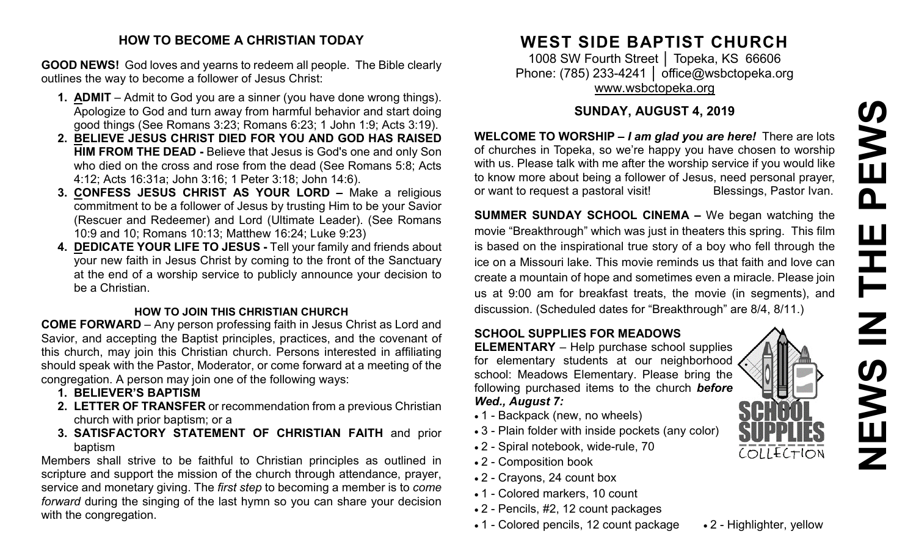## HOW TO BECOME A CHRISTIAN TODAY

**GOOD NEWS!** God loves and yearns to redeem all people. The Bible clearly outlines the way to become a follower of Jesus Christ:

1. **ADMIT** – Admit to God you are a sinner (you have done wrong things). Apologize to God and turn away from harmful behavior and start doing good things (See Romans 3:23; Romans 6:23; 1 John 1:9; Acts 3:19).
2. **BELIEVE JESUS CHRIST DIED FOR YOU AND GOD HAS RAISED HIM FROM THE DEAD -** Believe that Jesus is God's one and only Son who died on the cross and rose from the dead (See Romans 5:8; Acts 4:12; Acts 16:31a; John 3:16; 1 Peter 3:18; John 14:6).
3. **CONFESS JESUS CHRIST AS YOUR LORD –** Make a religious commitment to be a follower of Jesus by trusting Him to be your Savior (Rescuer and Redeemer) and Lord (Ultimate Leader). (See Romans 10:9 and 10; Romans 10:13; Matthew 16:24; Luke 9:23)
4. **DEDICATE YOUR LIFE TO JESUS -** Tell your family and friends about your new faith in Jesus Christ by coming to the front of the Sanctuary at the end of a worship service to publicly announce your decision to be a Christian.

### HOW TO JOIN THIS CHRISTIAN CHURCH

**COME FORWARD** – Any person professing faith in Jesus Christ as Lord and Savior, and accepting the Baptist principles, practices, and the covenant of this church, may join this Christian church. Persons interested in affiliating should speak with the Pastor, Moderator, or come forward at a meeting of the congregation. A person may join one of the following ways:

1. **BELIEVER'S BAPTISM**
2. **LETTER OF TRANSFER** or recommendation from a previous Christian church with prior baptism; or a
3. **SATISFACTORY STATEMENT OF CHRISTIAN FAITH** and prior baptism

Members shall strive to be faithful to Christian principles as outlined in scripture and support the mission of the church through attendance, prayer, service and monetary giving. The *first step* to becoming a member is to *come forward* during the singing of the last hymn so you can share your decision with the congregation.

# WEST SIDE BAPTIST CHURCH

1008 SW Fourth Street │ Topeka, KS 66606
Phone: (785) 233-4241 │ office@wsbctopeka.org
www.wsbctopeka.org

## SUNDAY, AUGUST 4, 2019

**WELCOME TO WORSHIP –** ***I am glad you are here!*** There are lots of churches in Topeka, so we're happy you have chosen to worship with us. Please talk with me after the worship service if you would like to know more about being a follower of Jesus, need personal prayer, or want to request a pastoral visit! Blessings, Pastor Ivan.

**SUMMER SUNDAY SCHOOL CINEMA –** We began watching the movie "Breakthrough" which was just in theaters this spring. This film is based on the inspirational true story of a boy who fell through the ice on a Missouri lake. This movie reminds us that faith and love can create a mountain of hope and sometimes even a miracle. Please join us at 9:00 am for breakfast treats, the movie (in segments), and discussion. (Scheduled dates for "Breakthrough" are 8/4, 8/11.)

**SCHOOL SUPPLIES FOR MEADOWS ELEMENTARY** – Help purchase school supplies for elementary students at our neighborhood school: Meadows Elementary. Please bring the following purchased items to the church ***before Wed., August 7:***

- 1 - Backpack (new, no wheels)
- 3 - Plain folder with inside pockets (any color)
- 2 - Spiral notebook, wide-rule, 70
- 2 - Composition book
- 2 - Crayons, 24 count box
- 1 - Colored markers, 10 count
- 2 - Pencils, #2, 12 count packages
- 1 - Colored pencils, 12 count package
- 2 - Highlighter, yellow

# NEWS IN THE PEWS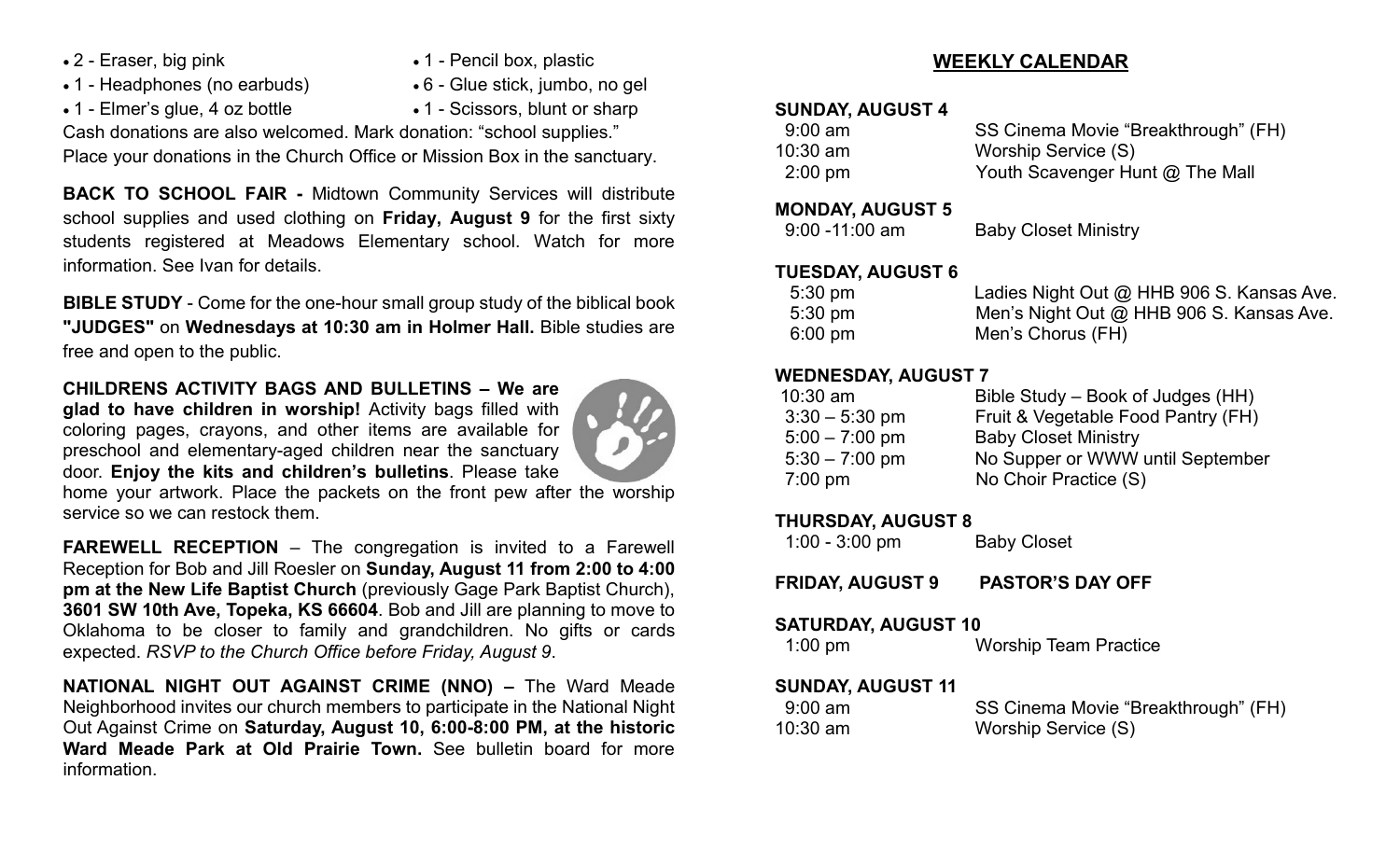- 2 - Eraser, big pink
- 1 - Headphones (no earbuds)
- 1 - Elmer's glue, 4 oz bottle
- 1 - Pencil box, plastic
- 6 - Glue stick, jumbo, no gel
- 1 - Scissors, blunt or sharp

Cash donations are also welcomed. Mark donation: "school supplies." Place your donations in the Church Office or Mission Box in the sanctuary.

**BACK TO SCHOOL FAIR -** Midtown Community Services will distribute school supplies and used clothing on **Friday, August 9** for the first sixty students registered at Meadows Elementary school. Watch for more information. See Ivan for details.

**BIBLE STUDY** - Come for the one-hour small group study of the biblical book **"JUDGES"** on **Wednesdays at 10:30 am in Holmer Hall.** Bible studies are free and open to the public.

**CHILDRENS ACTIVITY BAGS AND BULLETINS – We are glad to have children in worship!** Activity bags filled with coloring pages, crayons, and other items are available for preschool and elementary-aged children near the sanctuary door. **Enjoy the kits and children's bulletins**. Please take home your artwork. Place the packets on the front pew after the worship service so we can restock them.

**FAREWELL RECEPTION** – The congregation is invited to a Farewell Reception for Bob and Jill Roesler on **Sunday, August 11 from 2:00 to 4:00 pm at the New Life Baptist Church** (previously Gage Park Baptist Church), **3601 SW 10th Ave, Topeka, KS 66604**. Bob and Jill are planning to move to Oklahoma to be closer to family and grandchildren. No gifts or cards expected. *RSVP to the Church Office before Friday, August 9*.

**NATIONAL NIGHT OUT AGAINST CRIME (NNO) –** The Ward Meade Neighborhood invites our church members to participate in the National Night Out Against Crime on **Saturday, August 10, 6:00-8:00 PM, at the historic Ward Meade Park at Old Prairie Town.** See bulletin board for more information.

## WEEKLY CALENDAR

**SUNDAY, AUGUST 4**

| | |
|---|---|
| 9:00 am | SS Cinema Movie "Breakthrough" (FH) |
| 10:30 am | Worship Service (S) |
| 2:00 pm | Youth Scavenger Hunt @ The Mall |

**MONDAY, AUGUST 5**

| | |
|---|---|
| 9:00 -11:00 am | Baby Closet Ministry |

**TUESDAY, AUGUST 6**

| | |
|---|---|
| 5:30 pm | Ladies Night Out @ HHB 906 S. Kansas Ave. |
| 5:30 pm | Men's Night Out @ HHB 906 S. Kansas Ave. |
| 6:00 pm | Men's Chorus (FH) |

**WEDNESDAY, AUGUST 7**

| | |
|---|---|
| 10:30 am | Bible Study – Book of Judges (HH) |
| 3:30 – 5:30 pm | Fruit & Vegetable Food Pantry (FH) |
| 5:00 – 7:00 pm | Baby Closet Ministry |
| 5:30 – 7:00 pm | No Supper or WWW until September |
| 7:00 pm | No Choir Practice (S) |

**THURSDAY, AUGUST 8**

| | |
|---|---|
| 1:00 - 3:00 pm | Baby Closet |

**FRIDAY, AUGUST 9 PASTOR'S DAY OFF**

**SATURDAY, AUGUST 10**

| | |
|---|---|
| 1:00 pm | Worship Team Practice |

**SUNDAY, AUGUST 11**

| | |
|---|---|
| 9:00 am | SS Cinema Movie "Breakthrough" (FH) |
| 10:30 am | Worship Service (S) |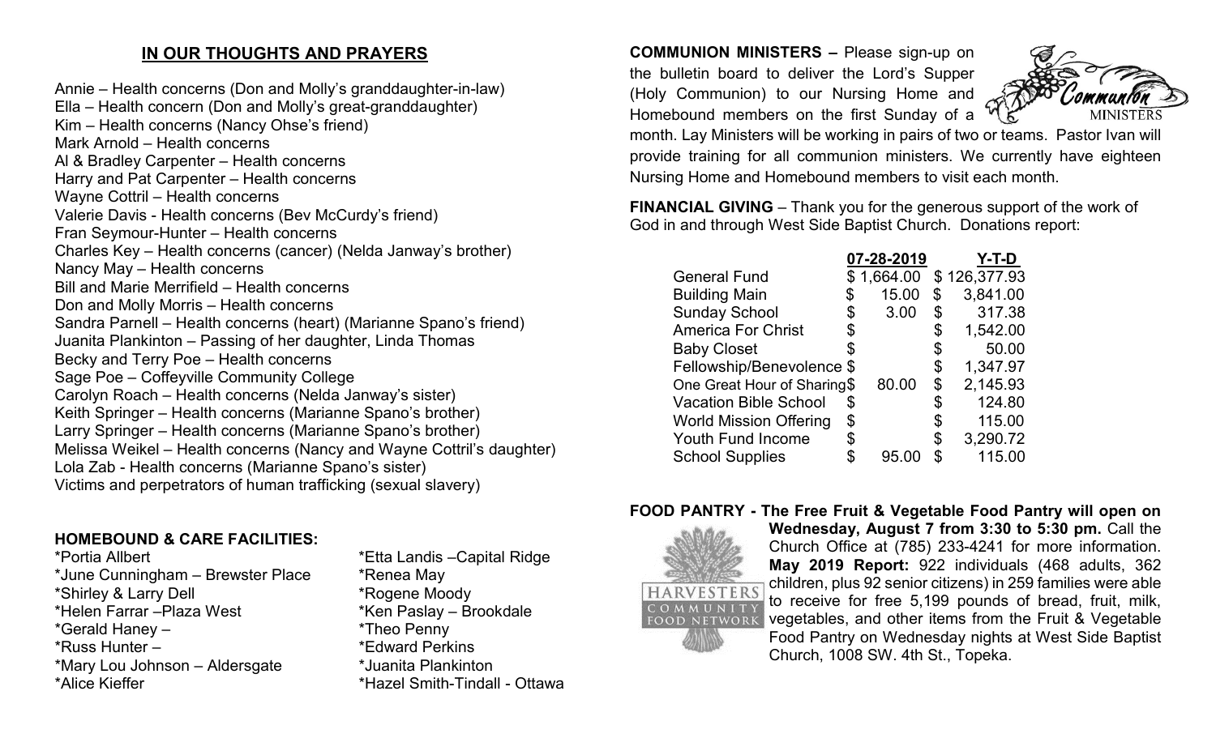## IN OUR THOUGHTS AND PRAYERS

Annie – Health concerns (Don and Molly's granddaughter-in-law)
Ella – Health concern (Don and Molly's great-granddaughter)
Kim – Health concerns (Nancy Ohse's friend)
Mark Arnold – Health concerns
Al & Bradley Carpenter – Health concerns
Harry and Pat Carpenter – Health concerns
Wayne Cottril – Health concerns
Valerie Davis - Health concerns (Bev McCurdy's friend)
Fran Seymour-Hunter – Health concerns
Charles Key – Health concerns (cancer) (Nelda Janway's brother)
Nancy May – Health concerns
Bill and Marie Merrifield – Health concerns
Don and Molly Morris – Health concerns
Sandra Parnell – Health concerns (heart) (Marianne Spano's friend)
Juanita Plankinton – Passing of her daughter, Linda Thomas
Becky and Terry Poe – Health concerns
Sage Poe – Coffeyville Community College
Carolyn Roach – Health concerns (Nelda Janway's sister)
Keith Springer – Health concerns (Marianne Spano's brother)
Larry Springer – Health concerns (Marianne Spano's brother)
Melissa Weikel – Health concerns (Nancy and Wayne Cottril's daughter)
Lola Zab - Health concerns (Marianne Spano's sister)
Victims and perpetrators of human trafficking (sexual slavery)

### HOMEBOUND & CARE FACILITIES:

*Portia Allbert
*June Cunningham – Brewster Place
*Shirley & Larry Dell
*Helen Farrar –Plaza West
*Gerald Haney –
*Russ Hunter –
*Mary Lou Johnson – Aldersgate
*Alice Kieffer
*Etta Landis –Capital Ridge
*Renea May
*Rogene Moody
*Ken Paslay – Brookdale
*Theo Penny
*Edward Perkins
*Juanita Plankinton
*Hazel Smith-Tindall - Ottawa

**COMMUNION MINISTERS –** Please sign-up on the bulletin board to deliver the Lord's Supper (Holy Communion) to our Nursing Home and Homebound members on the first Sunday of a month. Lay Ministers will be working in pairs of two or teams. Pastor Ivan will provide training for all communion ministers. We currently have eighteen Nursing Home and Homebound members to visit each month.

**FINANCIAL GIVING** – Thank you for the generous support of the work of God in and through West Side Baptist Church. Donations report:

| | 07-28-2019 | Y-T-D |
|---|---|---|
| General Fund | $ 1,664.00 | $ 126,377.93 |
| Building Main | $ 15.00 | $ 3,841.00 |
| Sunday School | $ 3.00 | $ 317.38 |
| America For Christ | $ | $ 1,542.00 |
| Baby Closet | $ | $ 50.00 |
| Fellowship/Benevolence | $ | $ 1,347.97 |
| One Great Hour of Sharing | $ 80.00 | $ 2,145.93 |
| Vacation Bible School | $ | $ 124.80 |
| World Mission Offering | $ | $ 115.00 |
| Youth Fund Income | $ | $ 3,290.72 |
| School Supplies | $ 95.00 | $ 115.00 |

**FOOD PANTRY - The Free Fruit & Vegetable Food Pantry will open on Wednesday, August 7 from 3:30 to 5:30 pm.** Call the Church Office at (785) 233-4241 for more information. **May 2019 Report:** 922 individuals (468 adults, 362 children, plus 92 senior citizens) in 259 families were able to receive for free 5,199 pounds of bread, fruit, milk, vegetables, and other items from the Fruit & Vegetable Food Pantry on Wednesday nights at West Side Baptist Church, 1008 SW. 4th St., Topeka.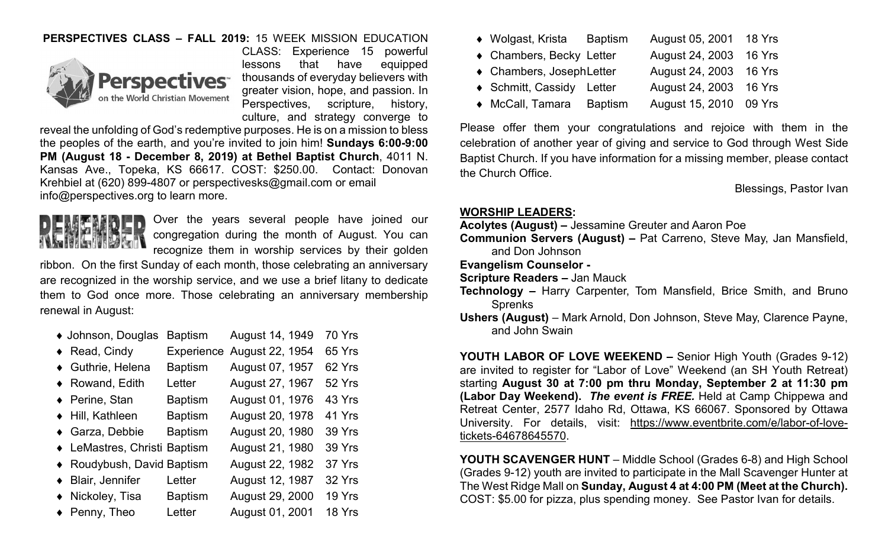**PERSPECTIVES CLASS – FALL 2019:** 15 WEEK MISSION EDUCATION CLASS: Experience 15 powerful lessons that have equipped thousands of everyday believers with greater vision, hope, and passion. In Perspectives, scripture, history, culture, and strategy converge to reveal the unfolding of God's redemptive purposes. He is on a mission to bless the peoples of the earth, and you're invited to join him! **Sundays 6:00-9:00 PM (August 18 - December 8, 2019) at Bethel Baptist Church**, 4011 N. Kansas Ave., Topeka, KS 66617. COST: $250.00. Contact: Donovan Krehbiel at (620) 899-4807 or perspectivesks@gmail.com or email info@perspectives.org to learn more.

REMEMBER

Over the years several people have joined our congregation during the month of August. You can recognize them in worship services by their golden ribbon. On the first Sunday of each month, those celebrating an anniversary are recognized in the worship service, and we use a brief litany to dedicate them to God once more. Those celebrating an anniversary membership renewal in August:

| | | | |
|---|---|---|---|
| ♦ Johnson, Douglas | Baptism | August 14, 1949 | 70 Yrs |
| ♦ Read, Cindy | Experience | August 22, 1954 | 65 Yrs |
| ♦ Guthrie, Helena | Baptism | August 07, 1957 | 62 Yrs |
| ♦ Rowand, Edith | Letter | August 27, 1967 | 52 Yrs |
| ♦ Perine, Stan | Baptism | August 01, 1976 | 43 Yrs |
| ♦ Hill, Kathleen | Baptism | August 20, 1978 | 41 Yrs |
| ♦ Garza, Debbie | Baptism | August 20, 1980 | 39 Yrs |
| ♦ LeMastres, Christi | Baptism | August 21, 1980 | 39 Yrs |
| ♦ Roudybush, David | Baptism | August 22, 1982 | 37 Yrs |
| ♦ Blair, Jennifer | Letter | August 12, 1987 | 32 Yrs |
| ♦ Nickoley, Tisa | Baptism | August 29, 2000 | 19 Yrs |
| ♦ Penny, Theo | Letter | August 01, 2001 | 18 Yrs |
| ♦ Wolgast, Krista | Baptism | August 05, 2001 | 18 Yrs |
| ♦ Chambers, Becky | Letter | August 24, 2003 | 16 Yrs |
| ♦ Chambers, Joseph | Letter | August 24, 2003 | 16 Yrs |
| ♦ Schmitt, Cassidy | Letter | August 24, 2003 | 16 Yrs |
| ♦ McCall, Tamara | Baptism | August 15, 2010 | 09 Yrs |

Please offer them your congratulations and rejoice with them in the celebration of another year of giving and service to God through West Side Baptist Church. If you have information for a missing member, please contact the Church Office.

Blessings, Pastor Ivan

**WORSHIP LEADERS:**

**Acolytes (August) –** Jessamine Greuter and Aaron Poe
**Communion Servers (August) –** Pat Carreno, Steve May, Jan Mansfield, and Don Johnson
**Evangelism Counselor -**
**Scripture Readers –** Jan Mauck
**Technology –** Harry Carpenter, Tom Mansfield, Brice Smith, and Bruno Sprenks
**Ushers (August)** – Mark Arnold, Don Johnson, Steve May, Clarence Payne, and John Swain

**YOUTH LABOR OF LOVE WEEKEND –** Senior High Youth (Grades 9-12) are invited to register for "Labor of Love" Weekend (an SH Youth Retreat) starting **August 30 at 7:00 pm thru Monday, September 2 at 11:30 pm (Labor Day Weekend).** ***The event is FREE.*** Held at Camp Chippewa and Retreat Center, 2577 Idaho Rd, Ottawa, KS 66067. Sponsored by Ottawa University. For details, visit: https://www.eventbrite.com/e/labor-of-love-tickets-64678645570.

**YOUTH SCAVENGER HUNT** – Middle School (Grades 6-8) and High School (Grades 9-12) youth are invited to participate in the Mall Scavenger Hunter at The West Ridge Mall on **Sunday, August 4 at 4:00 PM (Meet at the Church).** COST: $5.00 for pizza, plus spending money. See Pastor Ivan for details.